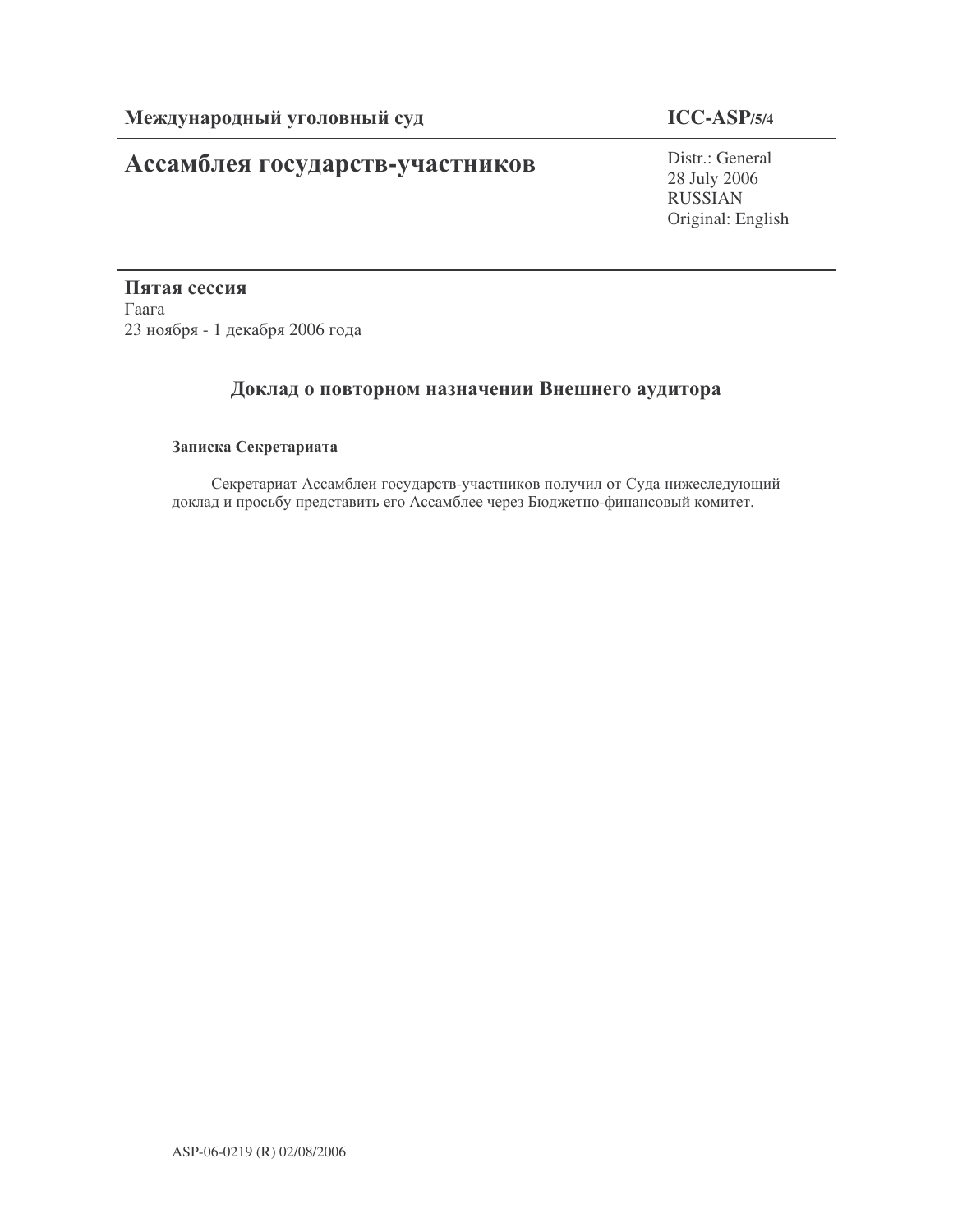**Международный уголовный суд** **ICC-ASP/5/4**

# Ассамблея государств-участников

Distr.: General
28 July 2006
RUSSIAN
Original: English

**Пятая сессия**
Гаага
23 ноября - 1 декабря 2006 года

## Доклад о повторном назначении Внешнего аудитора

**Записка Секретариата**

Секретариат Ассамблеи государств-участников получил от Суда нижеследующий доклад и просьбу представить его Ассамблее через Бюджетно-финансовый комитет.

ASP-06-0219 (R) 02/08/2006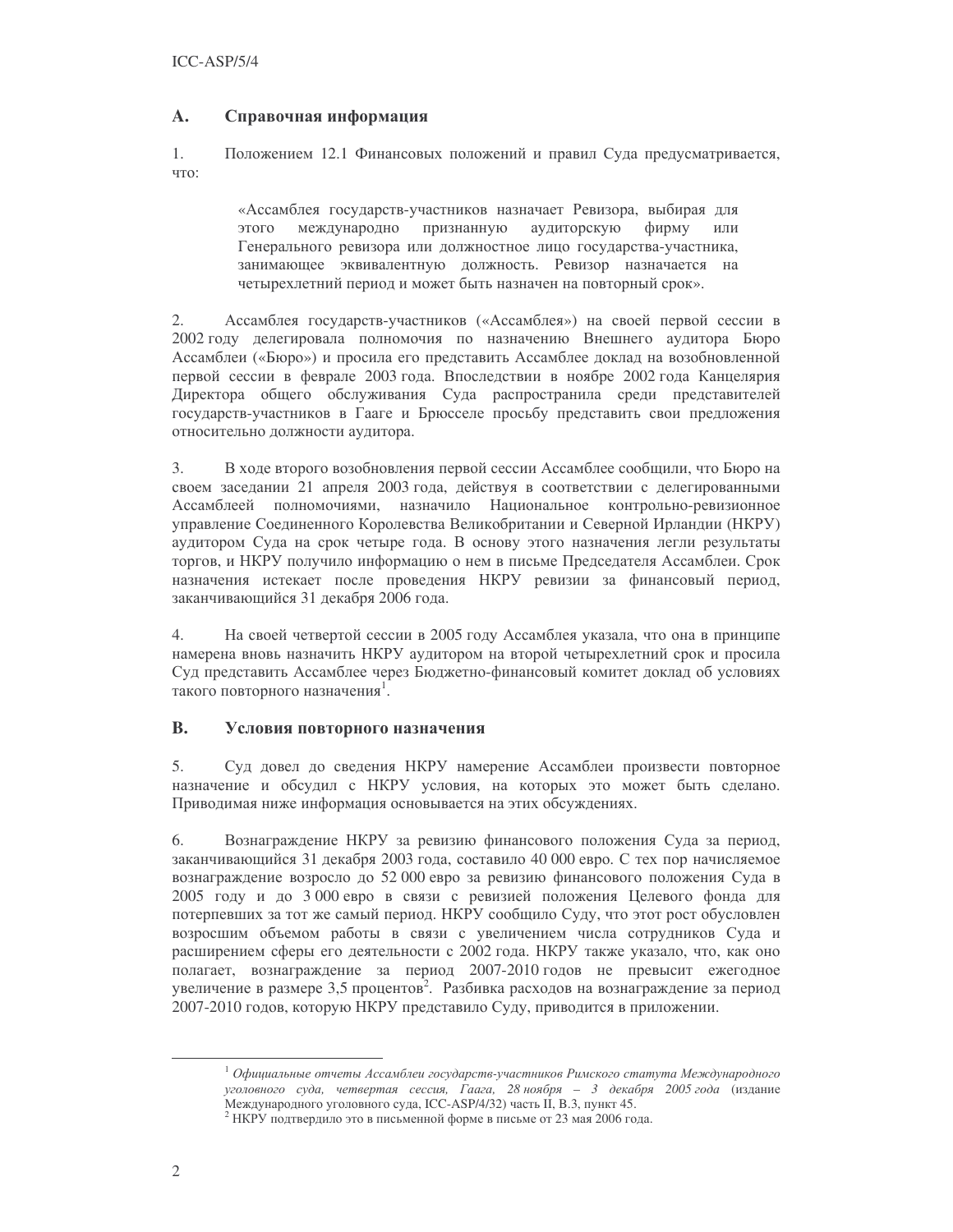## A. Справочная информация

1. Положением 12.1 Финансовых положений и правил Суда предусматривается, что:

> «Ассамблея государств-участников назначает Ревизора, выбирая для этого международно признанную аудиторскую фирму или Генерального ревизора или должностное лицо государства-участника, занимающее эквивалентную должность. Ревизор назначается на четырехлетний период и может быть назначен на повторный срок».

2. Ассамблея государств-участников («Ассамблея») на своей первой сессии в 2002 году делегировала полномочия по назначению Внешнего аудитора Бюро Ассамблеи («Бюро») и просила его представить Ассамблее доклад на возобновленной первой сессии в феврале 2003 года. Впоследствии в ноябре 2002 года Канцелярия Директора общего обслуживания Суда распространила среди представителей государств-участников в Гааге и Брюсселе просьбу представить свои предложения относительно должности аудитора.

3. В ходе второго возобновления первой сессии Ассамблее сообщили, что Бюро на своем заседании 21 апреля 2003 года, действуя в соответствии с делегированными Ассамблеей полномочиями, назначило Национальное контрольно-ревизионное управление Соединенного Королевства Великобритании и Северной Ирландии (НКРУ) аудитором Суда на срок четыре года. В основу этого назначения легли результаты торгов, и НКРУ получило информацию о нем в письме Председателя Ассамблеи. Срок назначения истекает после проведения НКРУ ревизии за финансовый период, заканчивающийся 31 декабря 2006 года.

4. На своей четвертой сессии в 2005 году Ассамблея указала, что она в принципе намерена вновь назначить НКРУ аудитором на второй четырехлетний срок и просила Суд представить Ассамблее через Бюджетно-финансовый комитет доклад об условиях такого повторного назначения[1].

## B. Условия повторного назначения

5. Суд довел до сведения НКРУ намерение Ассамблеи произвести повторное назначение и обсудил с НКРУ условия, на которых это может быть сделано. Приводимая ниже информация основывается на этих обсуждениях.

6. Вознаграждение НКРУ за ревизию финансового положения Суда за период, заканчивающийся 31 декабря 2003 года, составило 40 000 евро. С тех пор начисляемое вознаграждение возросло до 52 000 евро за ревизию финансового положения Суда в 2005 году и до 3 000 евро в связи с ревизией положения Целевого фонда для потерпевших за тот же самый период. НКРУ сообщило Суду, что этот рост обусловлен возросшим объемом работы в связи с увеличением числа сотрудников Суда и расширением сферы его деятельности с 2002 года. НКРУ также указало, что, как оно полагает, вознаграждение за период 2007-2010 годов не превысит ежегодное увеличение в размере 3,5 процентов[2]. Разбивка расходов на вознаграждение за период 2007-2010 годов, которую НКРУ представило Суду, приводится в приложении.

---

[1] *Официальные отчеты Ассамблеи государств-участников Римского статута Международного уголовного суда, четвертая сессия, Гаага, 28 ноября – 3 декабря 2005 года* (издание Международного уголовного суда, ICC-ASP/4/32) часть II, B.3, пункт 45.

[2] НКРУ подтвердило это в письменной форме в письме от 23 мая 2006 года.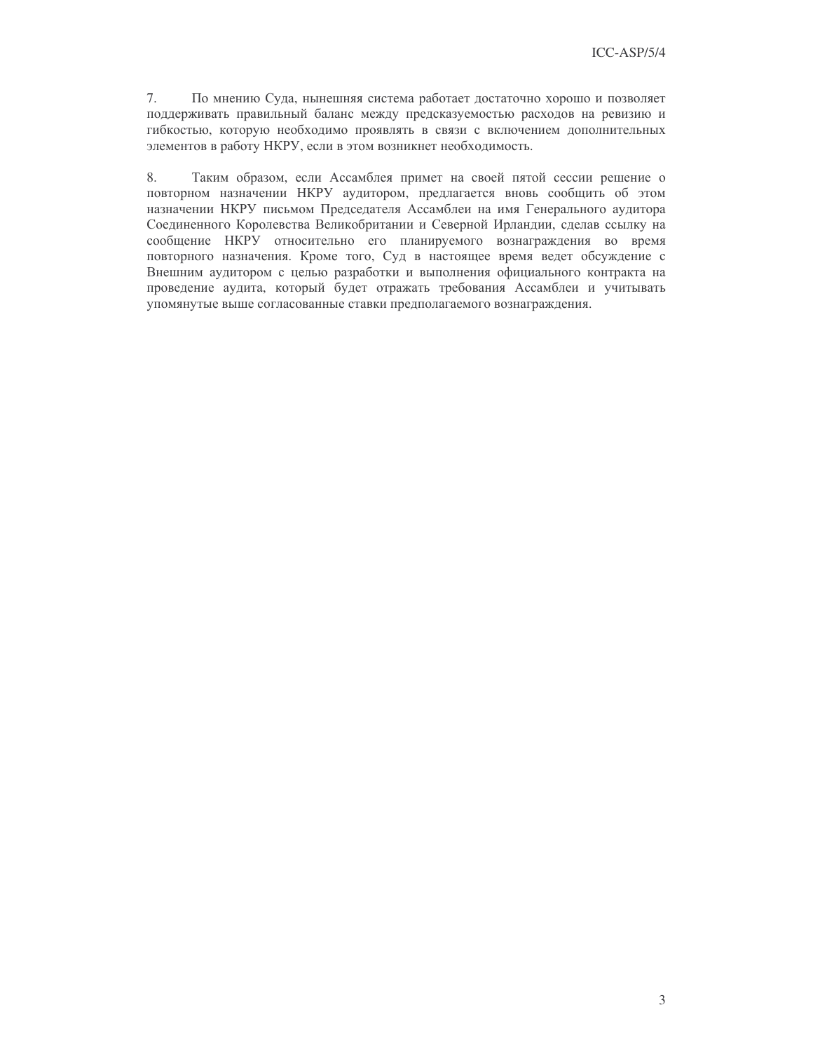7. По мнению Суда, нынешняя система работает достаточно хорошо и позволяет поддерживать правильный баланс между предсказуемостью расходов на ревизию и гибкостью, которую необходимо проявлять в связи с включением дополнительных элементов в работу НКРУ, если в этом возникнет необходимость.

8. Таким образом, если Ассамблея примет на своей пятой сессии решение о повторном назначении НКРУ аудитором, предлагается вновь сообщить об этом назначении НКРУ письмом Председателя Ассамблеи на имя Генерального аудитора Соединенного Королевства Великобритании и Северной Ирландии, сделав ссылку на сообщение НКРУ относительно его планируемого вознаграждения во время повторного назначения. Кроме того, Суд в настоящее время ведет обсуждение с Внешним аудитором с целью разработки и выполнения официального контракта на проведение аудита, который будет отражать требования Ассамблеи и учитывать упомянутые выше согласованные ставки предполагаемого вознаграждения.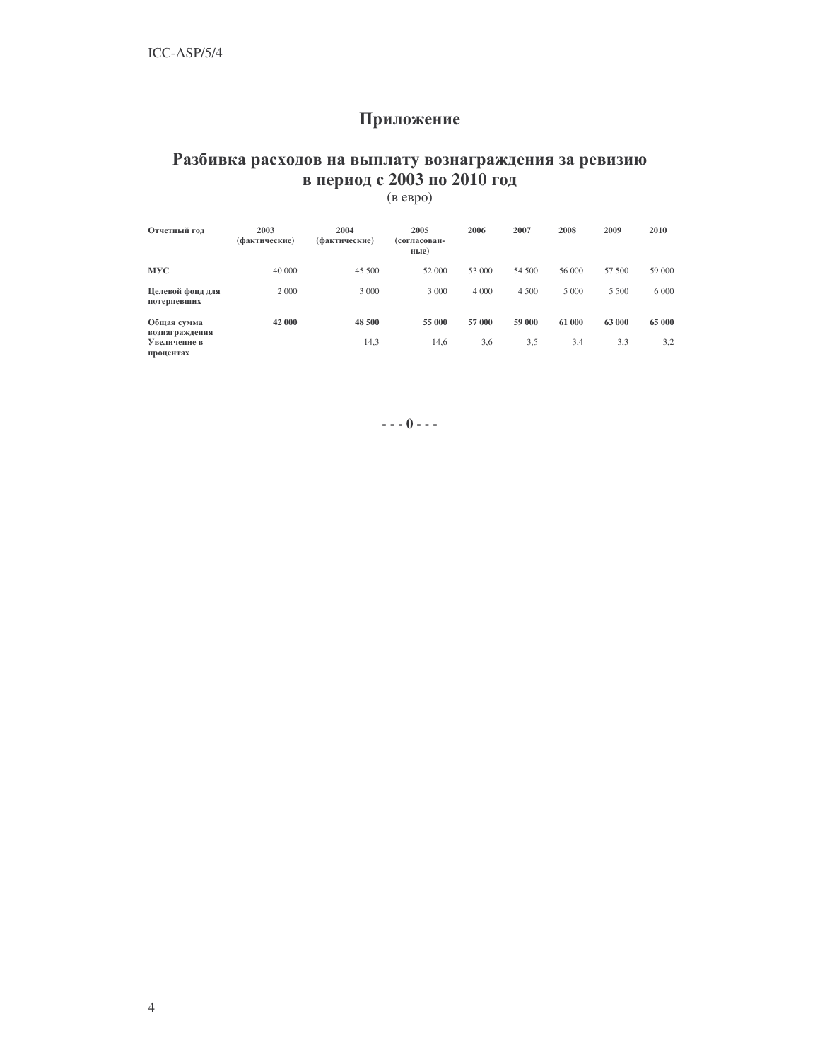# Приложение

## Разбивка расходов на выплату вознаграждения за ревизию в период с 2003 по 2010 год

(в евро)

| Отчетный год | 2003 (фактические) | 2004 (фактические) | 2005 (согласованные) | 2006 | 2007 | 2008 | 2009 | 2010 |
|---|---|---|---|---|---|---|---|---|
| **МУС** | 40 000 | 45 500 | 52 000 | 53 000 | 54 500 | 56 000 | 57 500 | 59 000 |
| **Целевой фонд для потерпевших** | 2 000 | 3 000 | 3 000 | 4 000 | 4 500 | 5 000 | 5 500 | 6 000 |
| **Общая сумма вознаграждения** | **42 000** | **48 500** | **55 000** | **57 000** | **59 000** | **61 000** | **63 000** | **65 000** |
| **Увеличение в процентах** | | 14,3 | 14,6 | 3,6 | 3,5 | 3,4 | 3,3 | 3,2 |

**- - - 0 - - -**